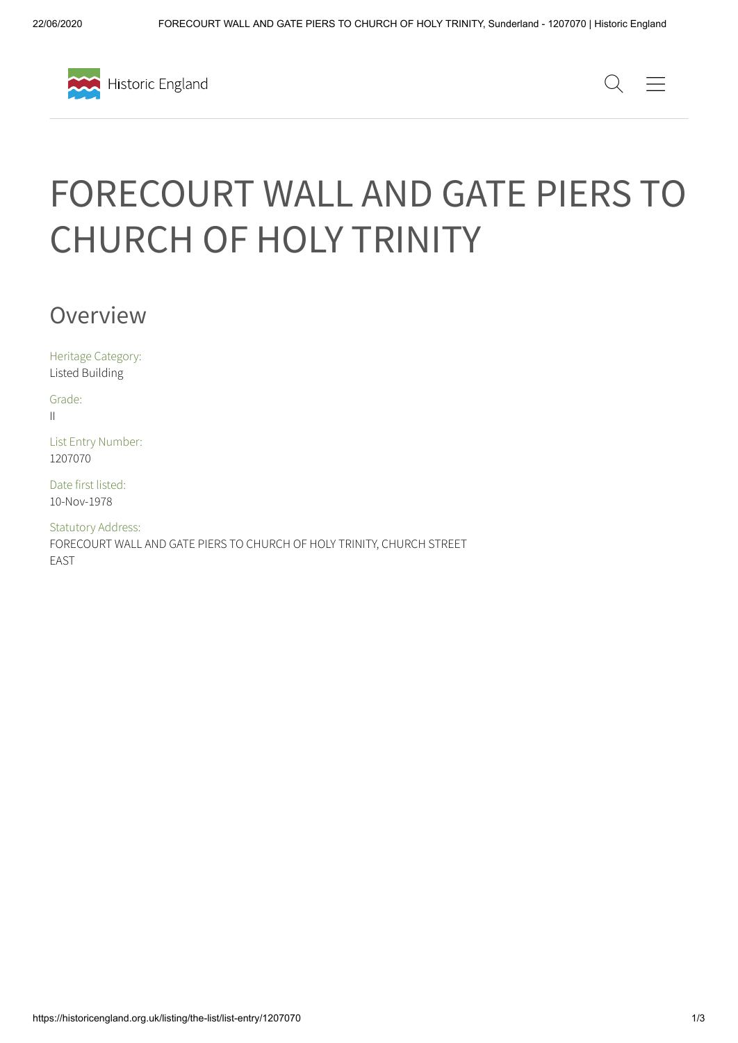# FORECOURT WALL AND GATE PIERS TO CHURCH OF HOLY TRINITY

## Overview

Heritage Category:
Listed Building

Grade:
II

List Entry Number:
1207070

Date first listed:
10-Nov-1978

Statutory Address:
FORECOURT WALL AND GATE PIERS TO CHURCH OF HOLY TRINITY, CHURCH STREET EAST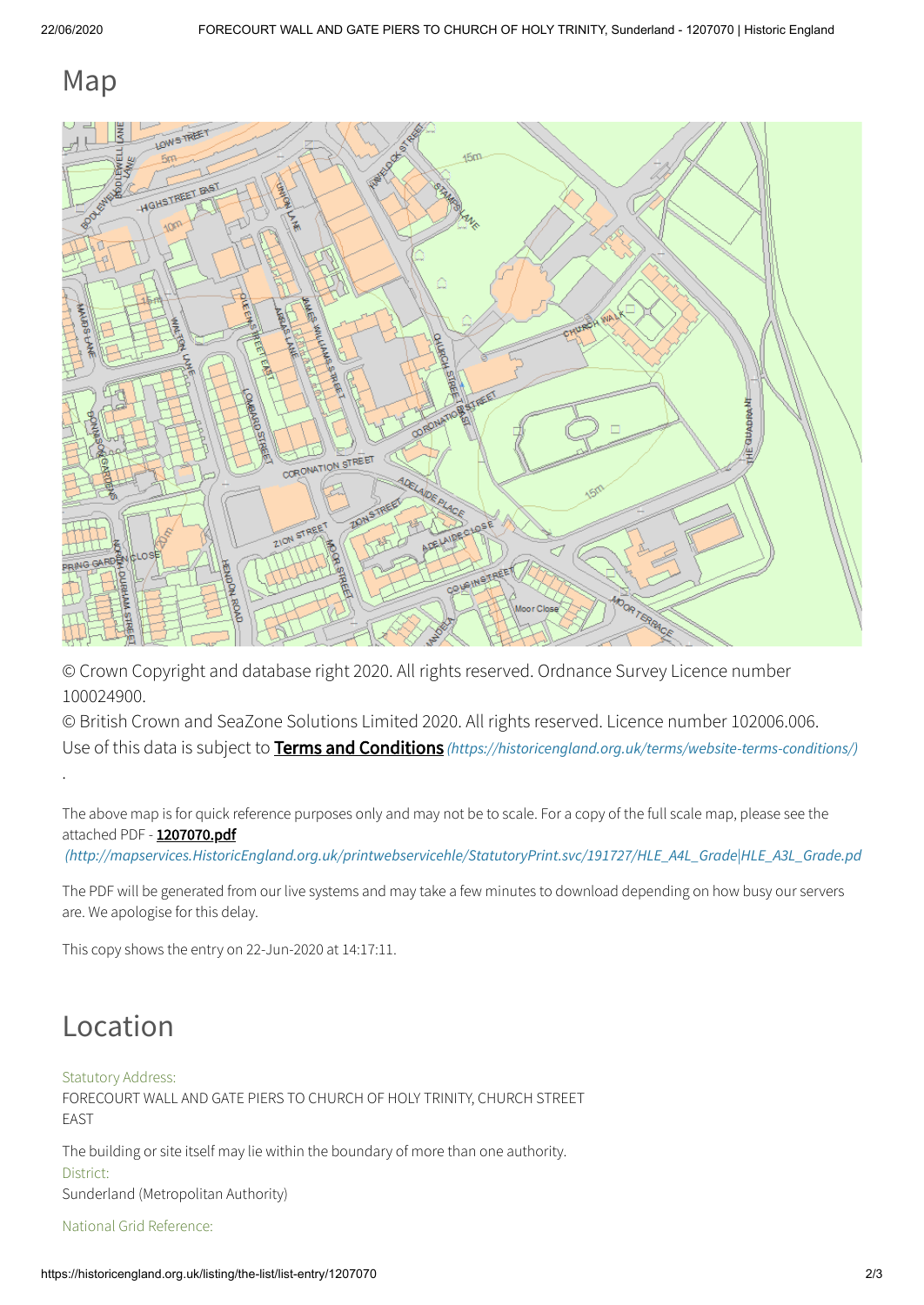## Map

© Crown Copyright and database right 2020. All rights reserved. Ordnance Survey Licence number 100024900.

© British Crown and SeaZone Solutions Limited 2020. All rights reserved. Licence number 102006.006.

Use of this data is subject to **Terms and Conditions** *(https://historicengland.org.uk/terms/website-terms-conditions/)*

.

The above map is for quick reference purposes only and may not be to scale. For a copy of the full scale map, please see the attached PDF - **1207070.pdf** *(http://mapservices.HistoricEngland.org.uk/printwebservicehle/StatutoryPrint.svc/191727/HLE_A4L_Grade|HLE_A3L_Grade.pd*

The PDF will be generated from our live systems and may take a few minutes to download depending on how busy our servers are. We apologise for this delay.

This copy shows the entry on 22-Jun-2020 at 14:17:11.

## Location

Statutory Address:

FORECOURT WALL AND GATE PIERS TO CHURCH OF HOLY TRINITY, CHURCH STREET EAST

The building or site itself may lie within the boundary of more than one authority.

District:

Sunderland (Metropolitan Authority)

National Grid Reference: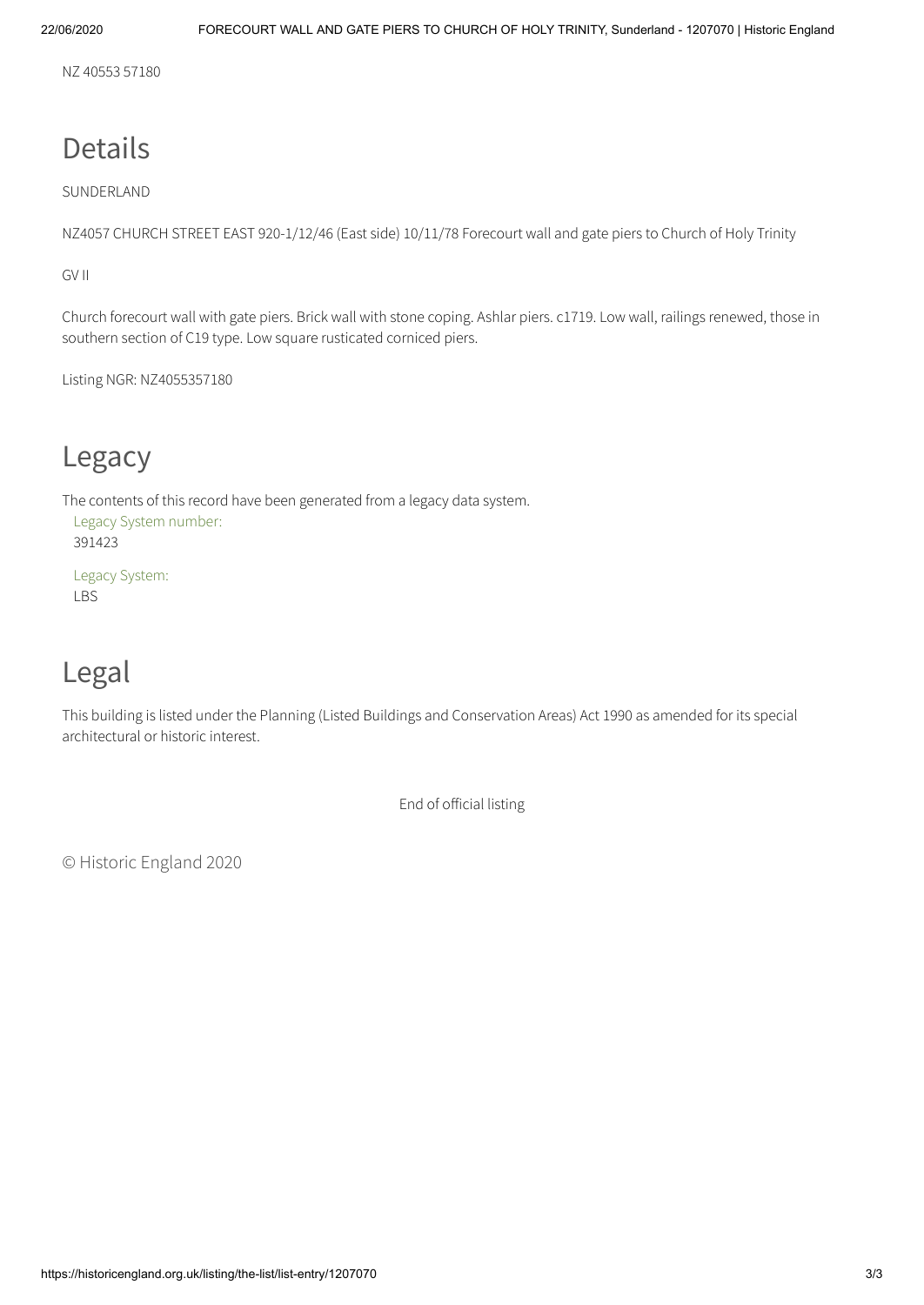NZ 40553 57180

## Details

SUNDERLAND

NZ4057 CHURCH STREET EAST 920-1/12/46 (East side) 10/11/78 Forecourt wall and gate piers to Church of Holy Trinity

GV II

Church forecourt wall with gate piers. Brick wall with stone coping. Ashlar piers. c1719. Low wall, railings renewed, those in southern section of C19 type. Low square rusticated corniced piers.

Listing NGR: NZ4055357180

## Legacy

The contents of this record have been generated from a legacy data system.

Legacy System number:
391423

Legacy System:
LBS

## Legal

This building is listed under the Planning (Listed Buildings and Conservation Areas) Act 1990 as amended for its special architectural or historic interest.

End of official listing

© Historic England 2020